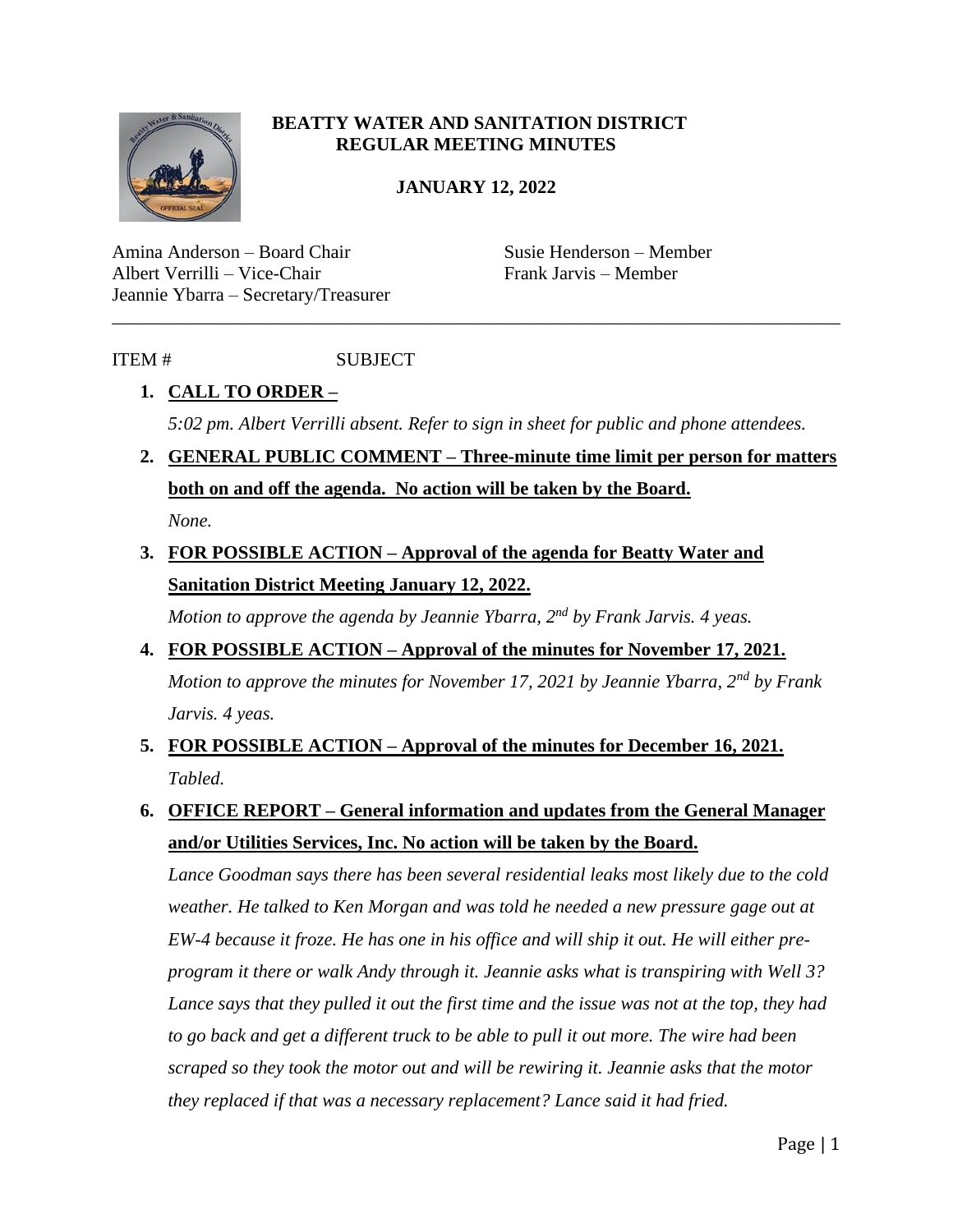# BEATTY WATER AND SANITATION DISTRICT
## REGULAR MEETING MINUTES

**JANUARY 12, 2022**

Amina Anderson – Board Chair
Albert Verrilli – Vice-Chair
Jeannie Ybarra – Secretary/Treasurer
Susie Henderson – Member
Frank Jarvis – Member

---

ITEM # SUBJECT

1. **CALL TO ORDER –**

   *5:02 pm. Albert Verrilli absent. Refer to sign in sheet for public and phone attendees.*

2. **GENERAL PUBLIC COMMENT – Three-minute time limit per person for matters both on and off the agenda. No action will be taken by the Board.**

   *None.*

3. **FOR POSSIBLE ACTION – Approval of the agenda for Beatty Water and Sanitation District Meeting January 12, 2022.**

   *Motion to approve the agenda by Jeannie Ybarra, 2nd by Frank Jarvis. 4 yeas.*

4. **FOR POSSIBLE ACTION – Approval of the minutes for November 17, 2021.**

   *Motion to approve the minutes for November 17, 2021 by Jeannie Ybarra, 2nd by Frank Jarvis. 4 yeas.*

5. **FOR POSSIBLE ACTION – Approval of the minutes for December 16, 2021.**

   *Tabled.*

6. **OFFICE REPORT – General information and updates from the General Manager and/or Utilities Services, Inc. No action will be taken by the Board.**

   *Lance Goodman says there has been several residential leaks most likely due to the cold weather. He talked to Ken Morgan and was told he needed a new pressure gage out at EW-4 because it froze. He has one in his office and will ship it out. He will either pre-program it there or walk Andy through it. Jeannie asks what is transpiring with Well 3? Lance says that they pulled it out the first time and the issue was not at the top, they had to go back and get a different truck to be able to pull it out more. The wire had been scraped so they took the motor out and will be rewiring it. Jeannie asks that the motor they replaced if that was a necessary replacement? Lance said it had fried.*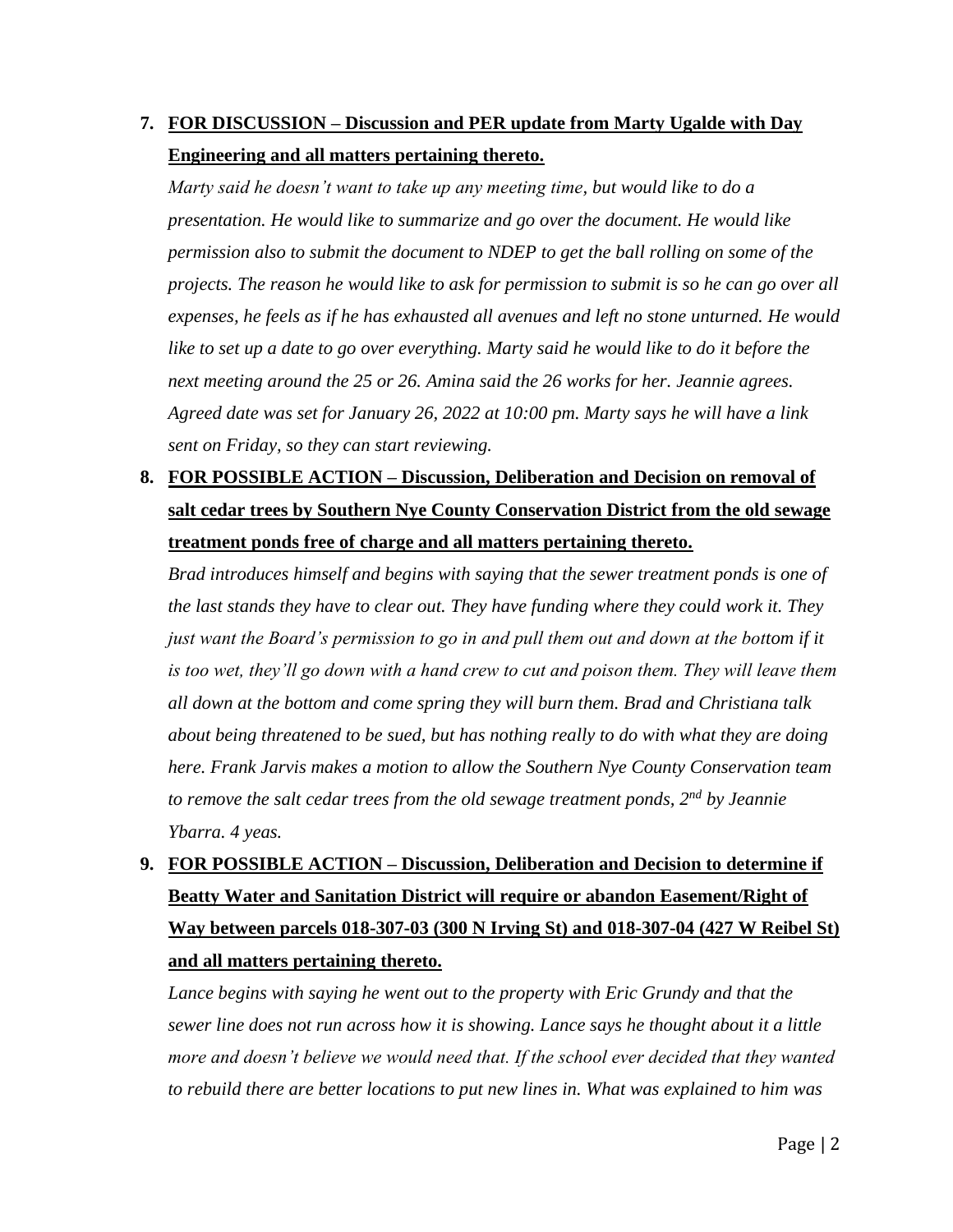7. **FOR DISCUSSION – Discussion and PER update from Marty Ugalde with Day Engineering and all matters pertaining thereto.**

   *Marty said he doesn't want to take up any meeting time, but would like to do a presentation. He would like to summarize and go over the document. He would like permission also to submit the document to NDEP to get the ball rolling on some of the projects. The reason he would like to ask for permission to submit is so he can go over all expenses, he feels as if he has exhausted all avenues and left no stone unturned. He would like to set up a date to go over everything. Marty said he would like to do it before the next meeting around the 25 or 26. Amina said the 26 works for her. Jeannie agrees. Agreed date was set for January 26, 2022 at 10:00 pm. Marty says he will have a link sent on Friday, so they can start reviewing.*

8. **FOR POSSIBLE ACTION – Discussion, Deliberation and Decision on removal of salt cedar trees by Southern Nye County Conservation District from the old sewage treatment ponds free of charge and all matters pertaining thereto.**

   *Brad introduces himself and begins with saying that the sewer treatment ponds is one of the last stands they have to clear out. They have funding where they could work it. They just want the Board's permission to go in and pull them out and down at the bottom if it is too wet, they'll go down with a hand crew to cut and poison them. They will leave them all down at the bottom and come spring they will burn them. Brad and Christiana talk about being threatened to be sued, but has nothing really to do with what they are doing here. Frank Jarvis makes a motion to allow the Southern Nye County Conservation team to remove the salt cedar trees from the old sewage treatment ponds, 2nd by Jeannie Ybarra. 4 yeas.*

9. **FOR POSSIBLE ACTION – Discussion, Deliberation and Decision to determine if Beatty Water and Sanitation District will require or abandon Easement/Right of Way between parcels 018-307-03 (300 N Irving St) and 018-307-04 (427 W Reibel St) and all matters pertaining thereto.**

   *Lance begins with saying he went out to the property with Eric Grundy and that the sewer line does not run across how it is showing. Lance says he thought about it a little more and doesn't believe we would need that. If the school ever decided that they wanted to rebuild there are better locations to put new lines in. What was explained to him was*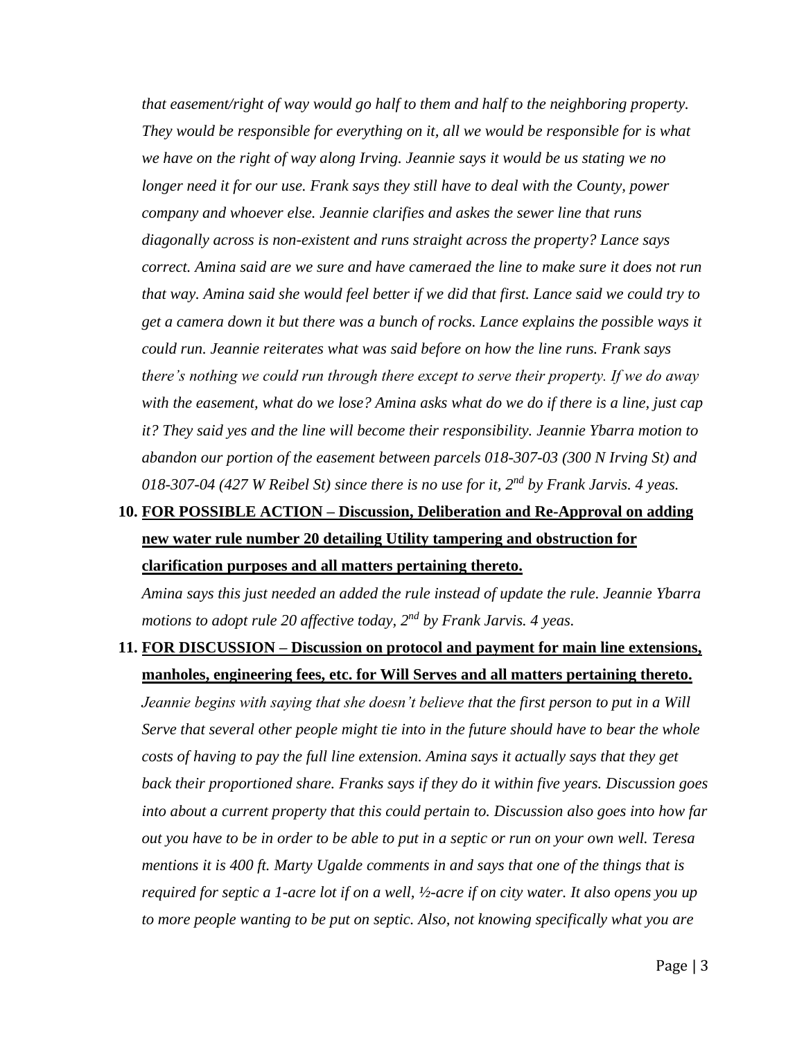*that easement/right of way would go half to them and half to the neighboring property. They would be responsible for everything on it, all we would be responsible for is what we have on the right of way along Irving. Jeannie says it would be us stating we no longer need it for our use. Frank says they still have to deal with the County, power company and whoever else. Jeannie clarifies and askes the sewer line that runs diagonally across is non-existent and runs straight across the property? Lance says correct. Amina said are we sure and have cameraed the line to make sure it does not run that way. Amina said she would feel better if we did that first. Lance said we could try to get a camera down it but there was a bunch of rocks. Lance explains the possible ways it could run. Jeannie reiterates what was said before on how the line runs. Frank says there's nothing we could run through there except to serve their property. If we do away with the easement, what do we lose? Amina asks what do we do if there is a line, just cap it? They said yes and the line will become their responsibility. Jeannie Ybarra motion to abandon our portion of the easement between parcels 018-307-03 (300 N Irving St) and 018-307-04 (427 W Reibel St) since there is no use for it, 2nd by Frank Jarvis. 4 yeas.*

10. **<u>FOR POSSIBLE ACTION – Discussion, Deliberation and Re-Approval on adding new water rule number 20 detailing Utility tampering and obstruction for clarification purposes and all matters pertaining thereto.</u>**

    *Amina says this just needed an added the rule instead of update the rule. Jeannie Ybarra motions to adopt rule 20 affective today, 2nd by Frank Jarvis. 4 yeas.*

11. **<u>FOR DISCUSSION – Discussion on protocol and payment for main line extensions, manholes, engineering fees, etc. for Will Serves and all matters pertaining thereto.</u>**

    *Jeannie begins with saying that she doesn't believe that the first person to put in a Will Serve that several other people might tie into in the future should have to bear the whole costs of having to pay the full line extension. Amina says it actually says that they get back their proportioned share. Franks says if they do it within five years. Discussion goes into about a current property that this could pertain to. Discussion also goes into how far out you have to be in order to be able to put in a septic or run on your own well. Teresa mentions it is 400 ft. Marty Ugalde comments in and says that one of the things that is required for septic a 1-acre lot if on a well, ½-acre if on city water. It also opens you up to more people wanting to be put on septic. Also, not knowing specifically what you are*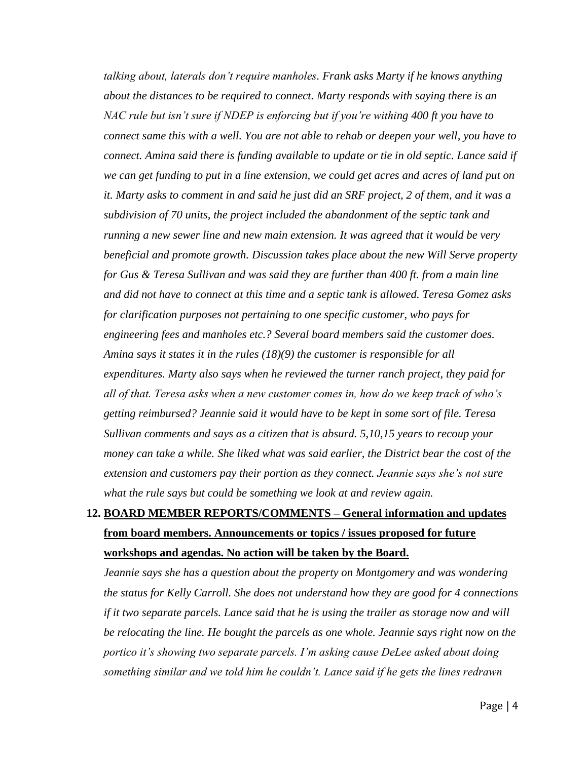*talking about, laterals don't require manholes. Frank asks Marty if he knows anything about the distances to be required to connect. Marty responds with saying there is an NAC rule but isn't sure if NDEP is enforcing but if you're withing 400 ft you have to connect same this with a well. You are not able to rehab or deepen your well, you have to connect. Amina said there is funding available to update or tie in old septic. Lance said if we can get funding to put in a line extension, we could get acres and acres of land put on it. Marty asks to comment in and said he just did an SRF project, 2 of them, and it was a subdivision of 70 units, the project included the abandonment of the septic tank and running a new sewer line and new main extension. It was agreed that it would be very beneficial and promote growth. Discussion takes place about the new Will Serve property for Gus & Teresa Sullivan and was said they are further than 400 ft. from a main line and did not have to connect at this time and a septic tank is allowed. Teresa Gomez asks for clarification purposes not pertaining to one specific customer, who pays for engineering fees and manholes etc.? Several board members said the customer does. Amina says it states it in the rules (18)(9) the customer is responsible for all expenditures. Marty also says when he reviewed the turner ranch project, they paid for all of that. Teresa asks when a new customer comes in, how do we keep track of who's getting reimbursed? Jeannie said it would have to be kept in some sort of file. Teresa Sullivan comments and says as a citizen that is absurd. 5,10,15 years to recoup your money can take a while. She liked what was said earlier, the District bear the cost of the extension and customers pay their portion as they connect. Jeannie says she's not sure what the rule says but could be something we look at and review again.*

12. **<u>BOARD MEMBER REPORTS/COMMENTS – General information and updates from board members. Announcements or topics / issues proposed for future workshops and agendas. No action will be taken by the Board.</u>**

    *Jeannie says she has a question about the property on Montgomery and was wondering the status for Kelly Carroll. She does not understand how they are good for 4 connections if it two separate parcels. Lance said that he is using the trailer as storage now and will be relocating the line. He bought the parcels as one whole. Jeannie says right now on the portico it's showing two separate parcels. I'm asking cause DeLee asked about doing something similar and we told him he couldn't. Lance said if he gets the lines redrawn*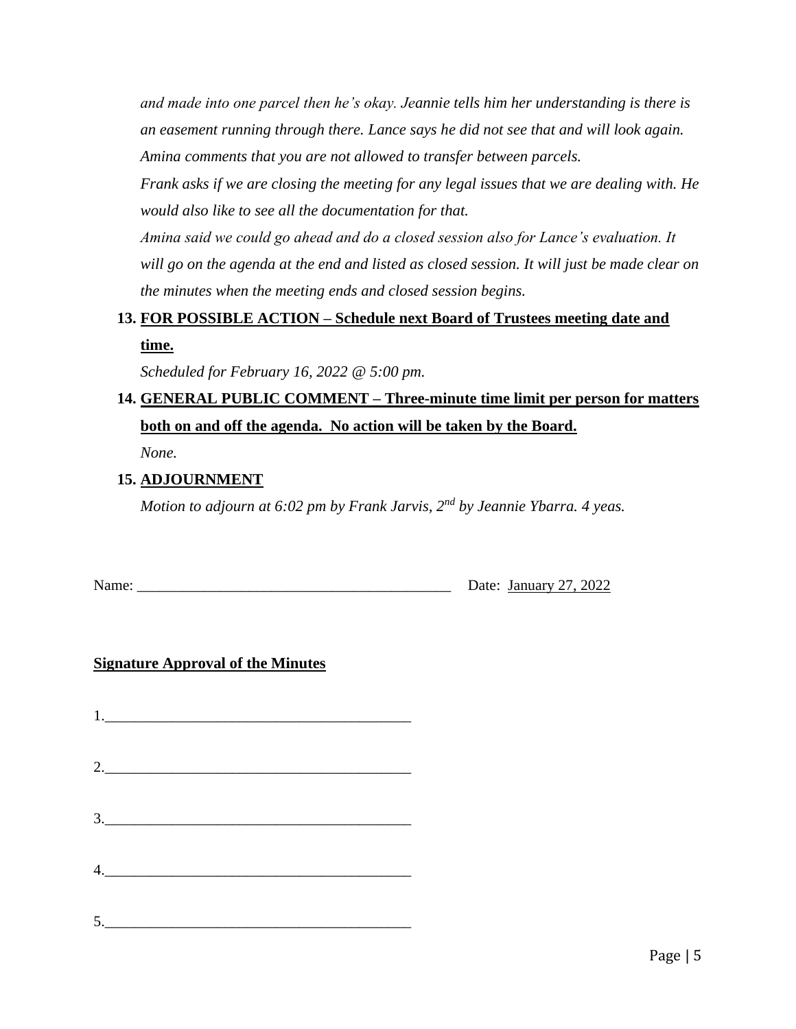*and made into one parcel then he's okay. Jeannie tells him her understanding is there is an easement running through there. Lance says he did not see that and will look again. Amina comments that you are not allowed to transfer between parcels.*

*Frank asks if we are closing the meeting for any legal issues that we are dealing with. He would also like to see all the documentation for that.*

*Amina said we could go ahead and do a closed session also for Lance's evaluation. It will go on the agenda at the end and listed as closed session. It will just be made clear on the minutes when the meeting ends and closed session begins.*

13. **FOR POSSIBLE ACTION – Schedule next Board of Trustees meeting date and time.**

    *Scheduled for February 16, 2022 @ 5:00 pm.*

14. **GENERAL PUBLIC COMMENT – Three-minute time limit per person for matters both on and off the agenda. No action will be taken by the Board.**

    *None.*

15. **ADJOURNMENT**

    *Motion to adjourn at 6:02 pm by Frank Jarvis, 2nd by Jeannie Ybarra. 4 yeas.*

Name: ___________________________________________ Date: January 27, 2022

**Signature Approval of the Minutes**

1.________________________________________

2.________________________________________

3.________________________________________

4.________________________________________

5.________________________________________